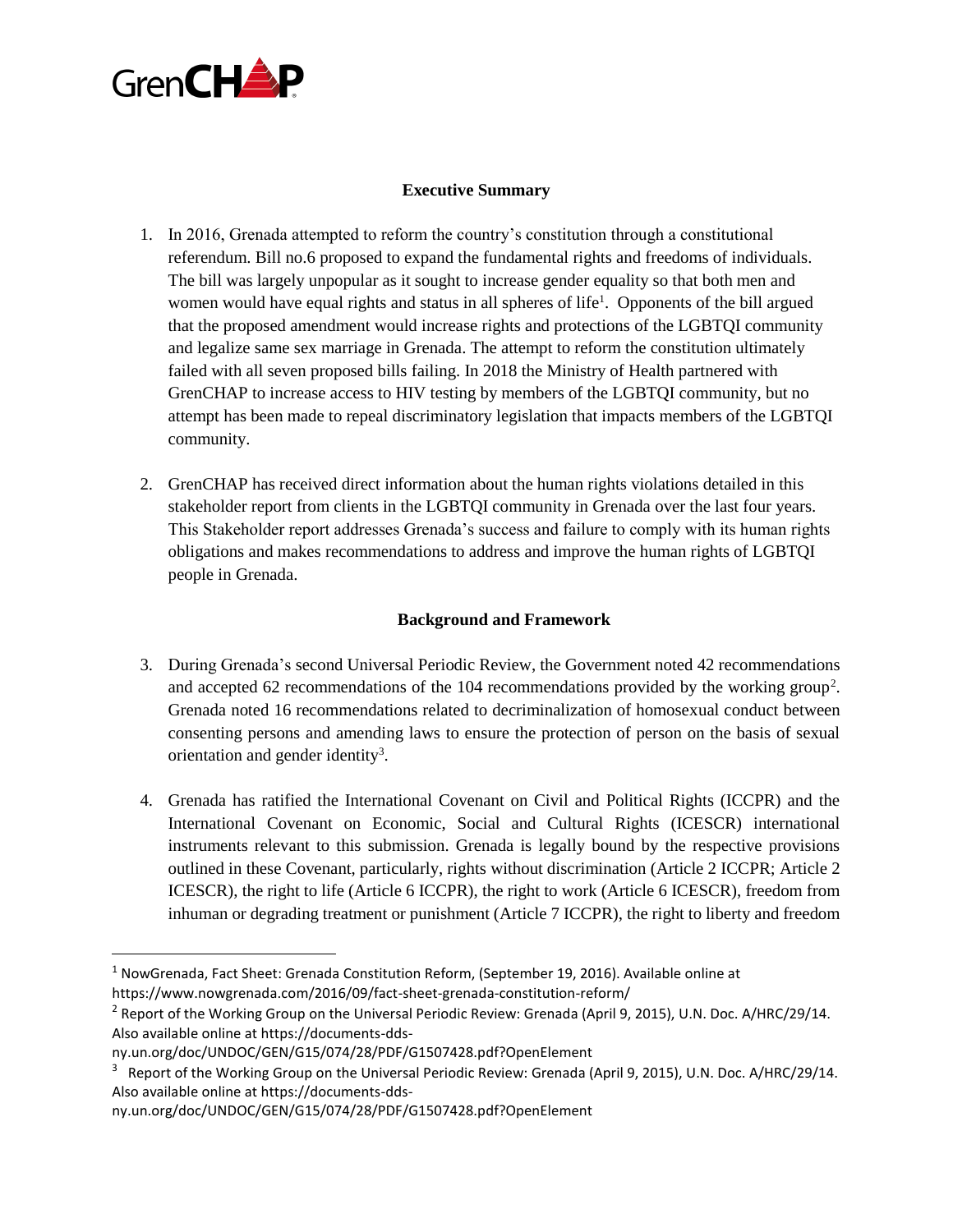GrenCHAP

## Executive Summary

1. In 2016, Grenada attempted to reform the country's constitution through a constitutional referendum. Bill no.6 proposed to expand the fundamental rights and freedoms of individuals. The bill was largely unpopular as it sought to increase gender equality so that both men and women would have equal rights and status in all spheres of life[1]. Opponents of the bill argued that the proposed amendment would increase rights and protections of the LGBTQI community and legalize same sex marriage in Grenada. The attempt to reform the constitution ultimately failed with all seven proposed bills failing. In 2018 the Ministry of Health partnered with GrenCHAP to increase access to HIV testing by members of the LGBTQI community, but no attempt has been made to repeal discriminatory legislation that impacts members of the LGBTQI community.

2. GrenCHAP has received direct information about the human rights violations detailed in this stakeholder report from clients in the LGBTQI community in Grenada over the last four years. This Stakeholder report addresses Grenada's success and failure to comply with its human rights obligations and makes recommendations to address and improve the human rights of LGBTQI people in Grenada.

## Background and Framework

3. During Grenada's second Universal Periodic Review, the Government noted 42 recommendations and accepted 62 recommendations of the 104 recommendations provided by the working group[2]. Grenada noted 16 recommendations related to decriminalization of homosexual conduct between consenting persons and amending laws to ensure the protection of person on the basis of sexual orientation and gender identity[3].

4. Grenada has ratified the International Covenant on Civil and Political Rights (ICCPR) and the International Covenant on Economic, Social and Cultural Rights (ICESCR) international instruments relevant to this submission. Grenada is legally bound by the respective provisions outlined in these Covenant, particularly, rights without discrimination (Article 2 ICCPR; Article 2 ICESCR), the right to life (Article 6 ICCPR), the right to work (Article 6 ICESCR), freedom from inhuman or degrading treatment or punishment (Article 7 ICCPR), the right to liberty and freedom

---

[1] NowGrenada, Fact Sheet: Grenada Constitution Reform, (September 19, 2016). Available online at https://www.nowgrenada.com/2016/09/fact-sheet-grenada-constitution-reform/

[2] Report of the Working Group on the Universal Periodic Review: Grenada (April 9, 2015), U.N. Doc. A/HRC/29/14. Also available online at https://documents-dds-ny.un.org/doc/UNDOC/GEN/G15/074/28/PDF/G1507428.pdf?OpenElement

[3] Report of the Working Group on the Universal Periodic Review: Grenada (April 9, 2015), U.N. Doc. A/HRC/29/14. Also available online at https://documents-dds-ny.un.org/doc/UNDOC/GEN/G15/074/28/PDF/G1507428.pdf?OpenElement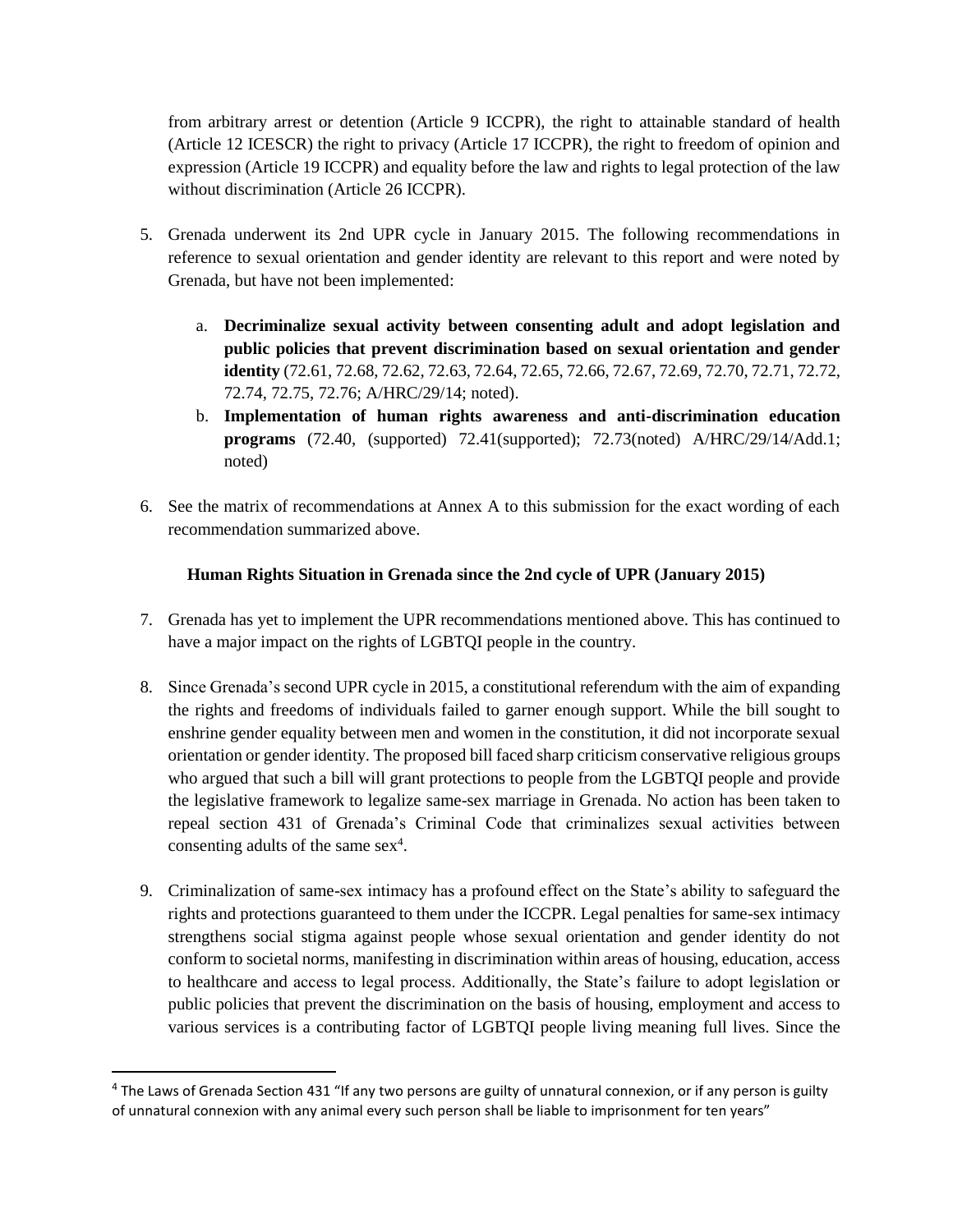from arbitrary arrest or detention (Article 9 ICCPR), the right to attainable standard of health (Article 12 ICESCR) the right to privacy (Article 17 ICCPR), the right to freedom of opinion and expression (Article 19 ICCPR) and equality before the law and rights to legal protection of the law without discrimination (Article 26 ICCPR).

5. Grenada underwent its 2nd UPR cycle in January 2015. The following recommendations in reference to sexual orientation and gender identity are relevant to this report and were noted by Grenada, but have not been implemented:

    a. **Decriminalize sexual activity between consenting adult and adopt legislation and public policies that prevent discrimination based on sexual orientation and gender identity** (72.61, 72.68, 72.62, 72.63, 72.64, 72.65, 72.66, 72.67, 72.69, 72.70, 72.71, 72.72, 72.74, 72.75, 72.76; A/HRC/29/14; noted).
    b. **Implementation of human rights awareness and anti-discrimination education programs** (72.40, (supported) 72.41(supported); 72.73(noted) A/HRC/29/14/Add.1; noted)

6. See the matrix of recommendations at Annex A to this submission for the exact wording of each recommendation summarized above.

**Human Rights Situation in Grenada since the 2nd cycle of UPR (January 2015)**

7. Grenada has yet to implement the UPR recommendations mentioned above. This has continued to have a major impact on the rights of LGBTQI people in the country.

8. Since Grenada's second UPR cycle in 2015, a constitutional referendum with the aim of expanding the rights and freedoms of individuals failed to garner enough support. While the bill sought to enshrine gender equality between men and women in the constitution, it did not incorporate sexual orientation or gender identity. The proposed bill faced sharp criticism conservative religious groups who argued that such a bill will grant protections to people from the LGBTQI people and provide the legislative framework to legalize same-sex marriage in Grenada. No action has been taken to repeal section 431 of Grenada's Criminal Code that criminalizes sexual activities between consenting adults of the same sex[4].

9. Criminalization of same-sex intimacy has a profound effect on the State's ability to safeguard the rights and protections guaranteed to them under the ICCPR. Legal penalties for same-sex intimacy strengthens social stigma against people whose sexual orientation and gender identity do not conform to societal norms, manifesting in discrimination within areas of housing, education, access to healthcare and access to legal process. Additionally, the State's failure to adopt legislation or public policies that prevent the discrimination on the basis of housing, employment and access to various services is a contributing factor of LGBTQI people living meaning full lives. Since the

[4] The Laws of Grenada Section 431 "If any two persons are guilty of unnatural connexion, or if any person is guilty of unnatural connexion with any animal every such person shall be liable to imprisonment for ten years"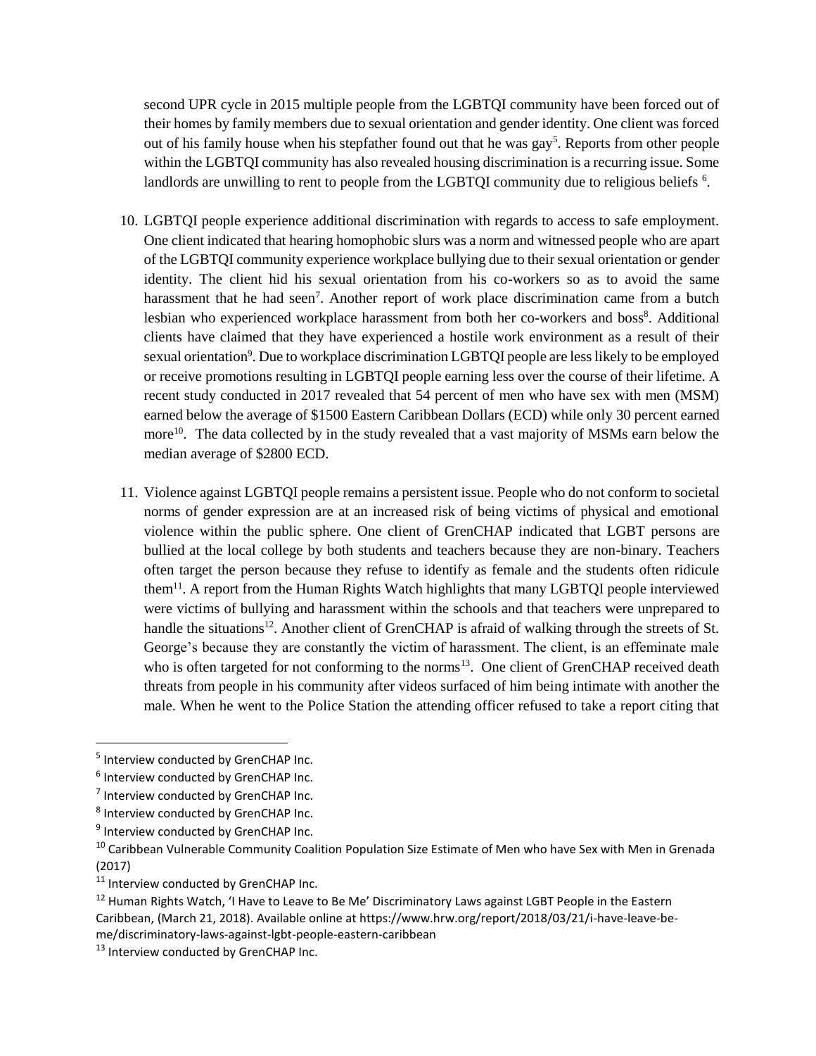second UPR cycle in 2015 multiple people from the LGBTQI community have been forced out of their homes by family members due to sexual orientation and gender identity. One client was forced out of his family house when his stepfather found out that he was gay[5]. Reports from other people within the LGBTQI community has also revealed housing discrimination is a recurring issue. Some landlords are unwilling to rent to people from the LGBTQI community due to religious beliefs [6].

10. LGBTQI people experience additional discrimination with regards to access to safe employment. One client indicated that hearing homophobic slurs was a norm and witnessed people who are apart of the LGBTQI community experience workplace bullying due to their sexual orientation or gender identity. The client hid his sexual orientation from his co-workers so as to avoid the same harassment that he had seen[7]. Another report of work place discrimination came from a butch lesbian who experienced workplace harassment from both her co-workers and boss[8]. Additional clients have claimed that they have experienced a hostile work environment as a result of their sexual orientation[9]. Due to workplace discrimination LGBTQI people are less likely to be employed or receive promotions resulting in LGBTQI people earning less over the course of their lifetime. A recent study conducted in 2017 revealed that 54 percent of men who have sex with men (MSM) earned below the average of $1500 Eastern Caribbean Dollars (ECD) while only 30 percent earned more[10]. The data collected by in the study revealed that a vast majority of MSMs earn below the median average of $2800 ECD.

11. Violence against LGBTQI people remains a persistent issue. People who do not conform to societal norms of gender expression are at an increased risk of being victims of physical and emotional violence within the public sphere. One client of GrenCHAP indicated that LGBT persons are bullied at the local college by both students and teachers because they are non-binary. Teachers often target the person because they refuse to identify as female and the students often ridicule them[11]. A report from the Human Rights Watch highlights that many LGBTQI people interviewed were victims of bullying and harassment within the schools and that teachers were unprepared to handle the situations[12]. Another client of GrenCHAP is afraid of walking through the streets of St. George's because they are constantly the victim of harassment. The client, is an effeminate male who is often targeted for not conforming to the norms[13]. One client of GrenCHAP received death threats from people in his community after videos surfaced of him being intimate with another the male. When he went to the Police Station the attending officer refused to take a report citing that

---

[5] Interview conducted by GrenCHAP Inc.

[6] Interview conducted by GrenCHAP Inc.

[7] Interview conducted by GrenCHAP Inc.

[8] Interview conducted by GrenCHAP Inc.

[9] Interview conducted by GrenCHAP Inc.

[10] Caribbean Vulnerable Community Coalition Population Size Estimate of Men who have Sex with Men in Grenada (2017)

[11] Interview conducted by GrenCHAP Inc.

[12] Human Rights Watch, 'I Have to Leave to Be Me' Discriminatory Laws against LGBT People in the Eastern Caribbean, (March 21, 2018). Available online at https://www.hrw.org/report/2018/03/21/i-have-leave-be-me/discriminatory-laws-against-lgbt-people-eastern-caribbean

[13] Interview conducted by GrenCHAP Inc.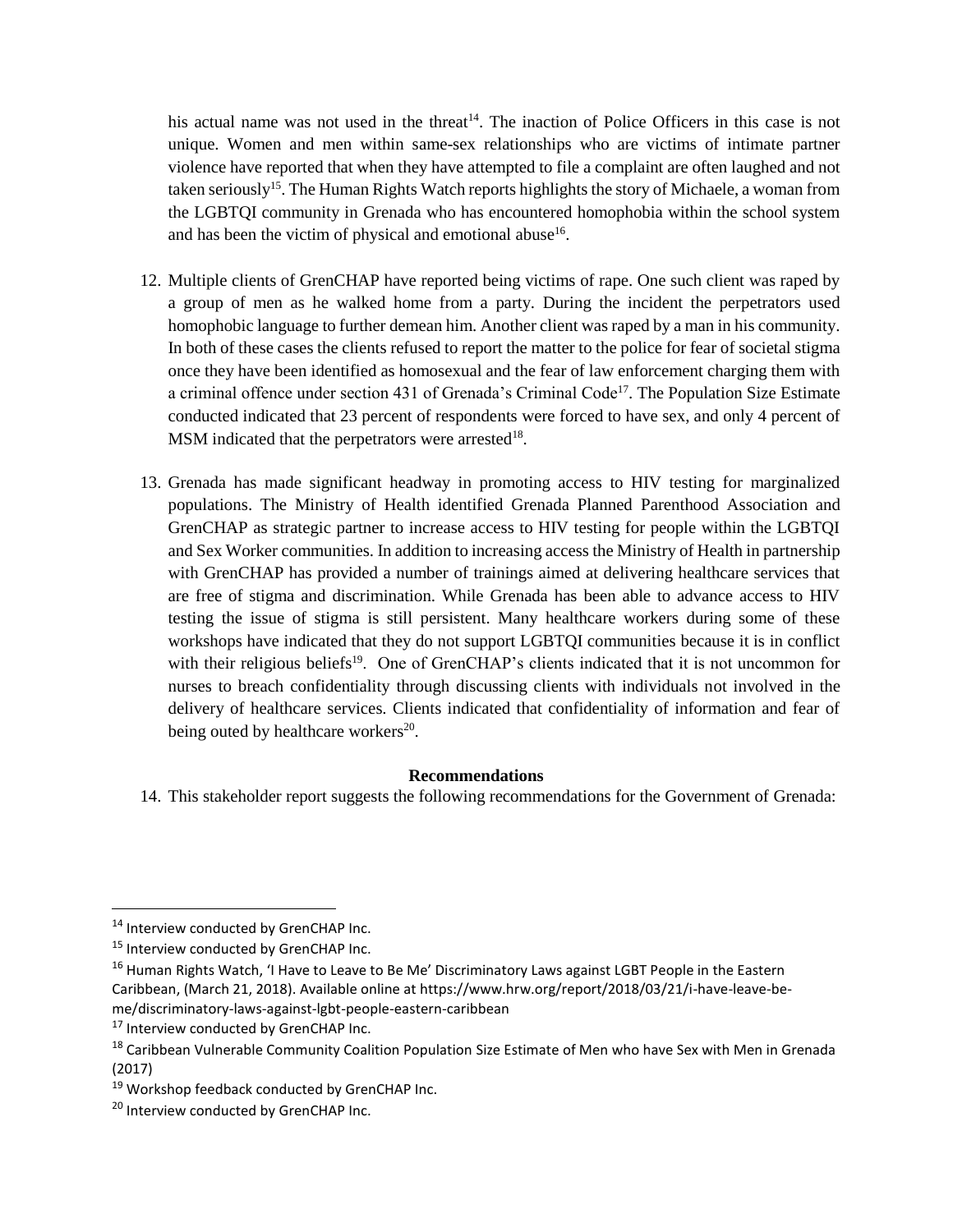his actual name was not used in the threat[14]. The inaction of Police Officers in this case is not unique. Women and men within same-sex relationships who are victims of intimate partner violence have reported that when they have attempted to file a complaint are often laughed and not taken seriously[15]. The Human Rights Watch reports highlights the story of Michaele, a woman from the LGBTQI community in Grenada who has encountered homophobia within the school system and has been the victim of physical and emotional abuse[16].

12. Multiple clients of GrenCHAP have reported being victims of rape. One such client was raped by a group of men as he walked home from a party. During the incident the perpetrators used homophobic language to further demean him. Another client was raped by a man in his community. In both of these cases the clients refused to report the matter to the police for fear of societal stigma once they have been identified as homosexual and the fear of law enforcement charging them with a criminal offence under section 431 of Grenada's Criminal Code[17]. The Population Size Estimate conducted indicated that 23 percent of respondents were forced to have sex, and only 4 percent of MSM indicated that the perpetrators were arrested[18].

13. Grenada has made significant headway in promoting access to HIV testing for marginalized populations. The Ministry of Health identified Grenada Planned Parenthood Association and GrenCHAP as strategic partner to increase access to HIV testing for people within the LGBTQI and Sex Worker communities. In addition to increasing access the Ministry of Health in partnership with GrenCHAP has provided a number of trainings aimed at delivering healthcare services that are free of stigma and discrimination. While Grenada has been able to advance access to HIV testing the issue of stigma is still persistent. Many healthcare workers during some of these workshops have indicated that they do not support LGBTQI communities because it is in conflict with their religious beliefs[19]. One of GrenCHAP's clients indicated that it is not uncommon for nurses to breach confidentiality through discussing clients with individuals not involved in the delivery of healthcare services. Clients indicated that confidentiality of information and fear of being outed by healthcare workers[20].

**Recommendations**

14. This stakeholder report suggests the following recommendations for the Government of Grenada:

---

[14] Interview conducted by GrenCHAP Inc.

[15] Interview conducted by GrenCHAP Inc.

[16] Human Rights Watch, 'I Have to Leave to Be Me' Discriminatory Laws against LGBT People in the Eastern Caribbean, (March 21, 2018). Available online at https://www.hrw.org/report/2018/03/21/i-have-leave-be-me/discriminatory-laws-against-lgbt-people-eastern-caribbean

[17] Interview conducted by GrenCHAP Inc.

[18] Caribbean Vulnerable Community Coalition Population Size Estimate of Men who have Sex with Men in Grenada (2017)

[19] Workshop feedback conducted by GrenCHAP Inc.

[20] Interview conducted by GrenCHAP Inc.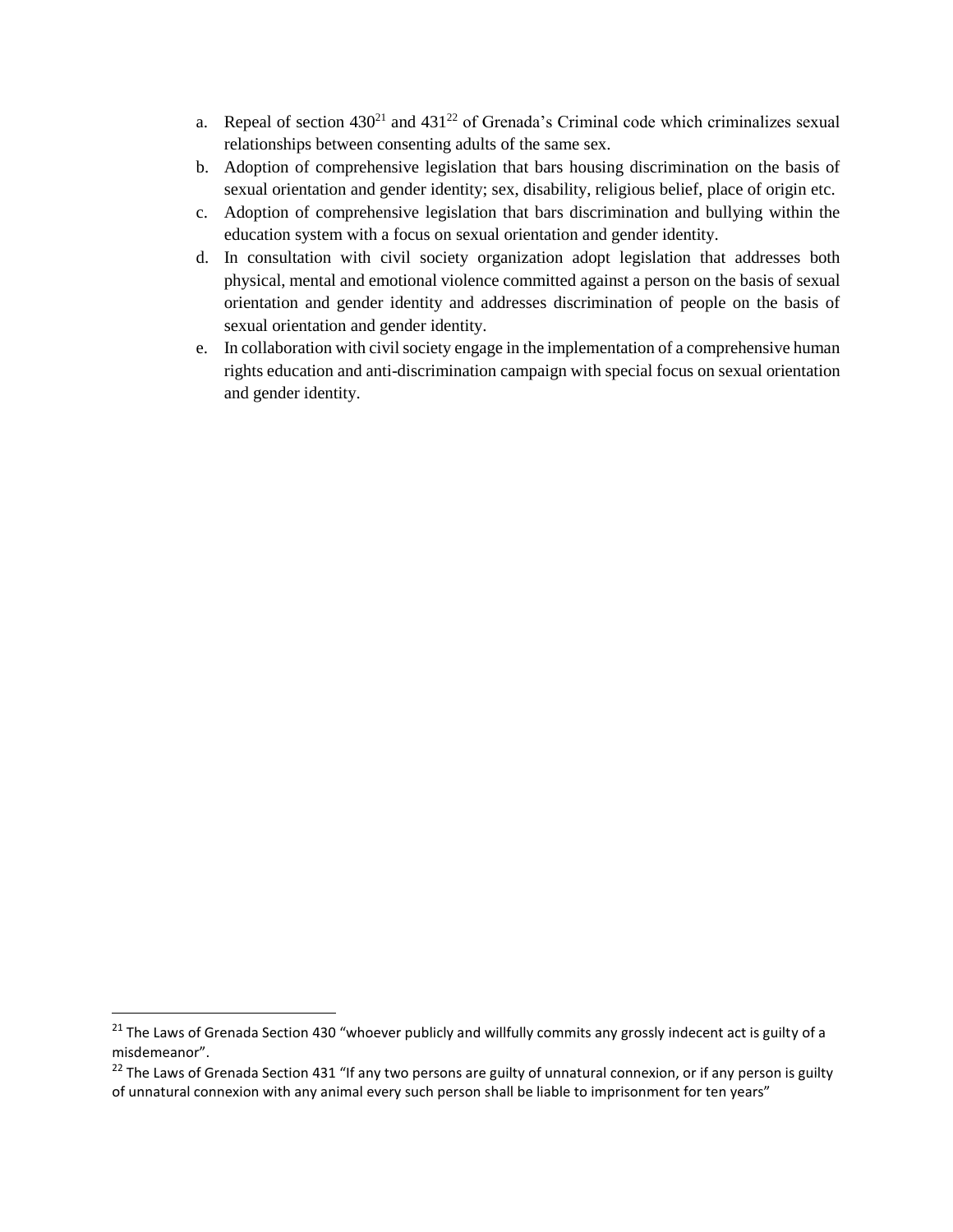a. Repeal of section 430[21] and 431[22] of Grenada's Criminal code which criminalizes sexual relationships between consenting adults of the same sex.
b. Adoption of comprehensive legislation that bars housing discrimination on the basis of sexual orientation and gender identity; sex, disability, religious belief, place of origin etc.
c. Adoption of comprehensive legislation that bars discrimination and bullying within the education system with a focus on sexual orientation and gender identity.
d. In consultation with civil society organization adopt legislation that addresses both physical, mental and emotional violence committed against a person on the basis of sexual orientation and gender identity and addresses discrimination of people on the basis of sexual orientation and gender identity.
e. In collaboration with civil society engage in the implementation of a comprehensive human rights education and anti-discrimination campaign with special focus on sexual orientation and gender identity.

---

[21] The Laws of Grenada Section 430 "whoever publicly and willfully commits any grossly indecent act is guilty of a misdemeanor".

[22] The Laws of Grenada Section 431 "If any two persons are guilty of unnatural connexion, or if any person is guilty of unnatural connexion with any animal every such person shall be liable to imprisonment for ten years"